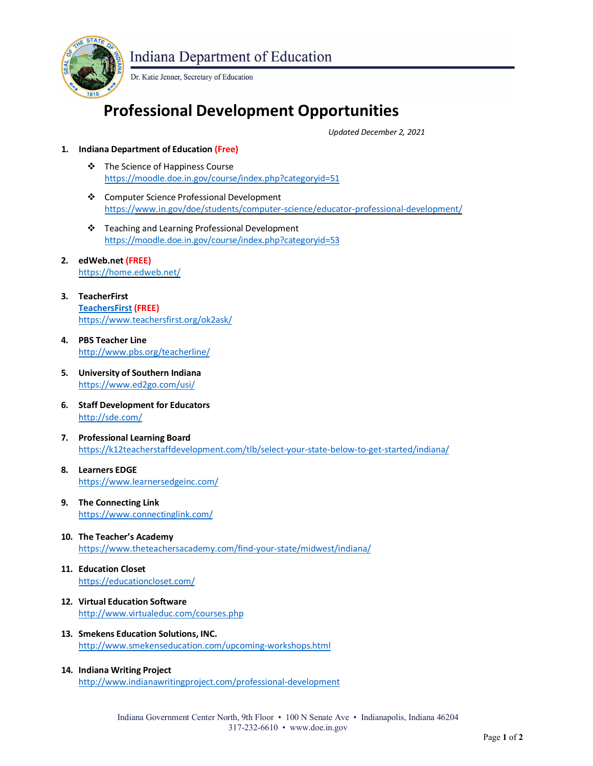Indiana Department of Education

Dr. Katie Jenner, Secretary of Education

# Professional Development Opportunities

*Updated December 2, 2021*

1. **Indiana Department of Education (Free)**
   - The Science of Happiness Course
     https://moodle.doe.in.gov/course/index.php?categoryid=51
   - Computer Science Professional Development
     https://www.in.gov/doe/students/computer-science/educator-professional-development/
   - Teaching and Learning Professional Development
     https://moodle.doe.in.gov/course/index.php?categoryid=53

2. **edWeb.net (FREE)**
   https://home.edweb.net/

3. **TeacherFirst**
   **TeachersFirst (FREE)**
   https://www.teachersfirst.org/ok2ask/

4. **PBS Teacher Line**
   http://www.pbs.org/teacherline/

5. **University of Southern Indiana**
   https://www.ed2go.com/usi/

6. **Staff Development for Educators**
   http://sde.com/

7. **Professional Learning Board**
   https://k12teacherstaffdevelopment.com/tlb/select-your-state-below-to-get-started/indiana/

8. **Learners EDGE**
   https://www.learnersedgeinc.com/

9. **The Connecting Link**
   https://www.connectinglink.com/

10. **The Teacher's Academy**
    https://www.theteachersacademy.com/find-your-state/midwest/indiana/

11. **Education Closet**
    https://educationcloset.com/

12. **Virtual Education Software**
    http://www.virtualeduc.com/courses.php

13. **Smekens Education Solutions, INC.**
    http://www.smekenseducation.com/upcoming-workshops.html

14. **Indiana Writing Project**
    http://www.indianawritingproject.com/professional-development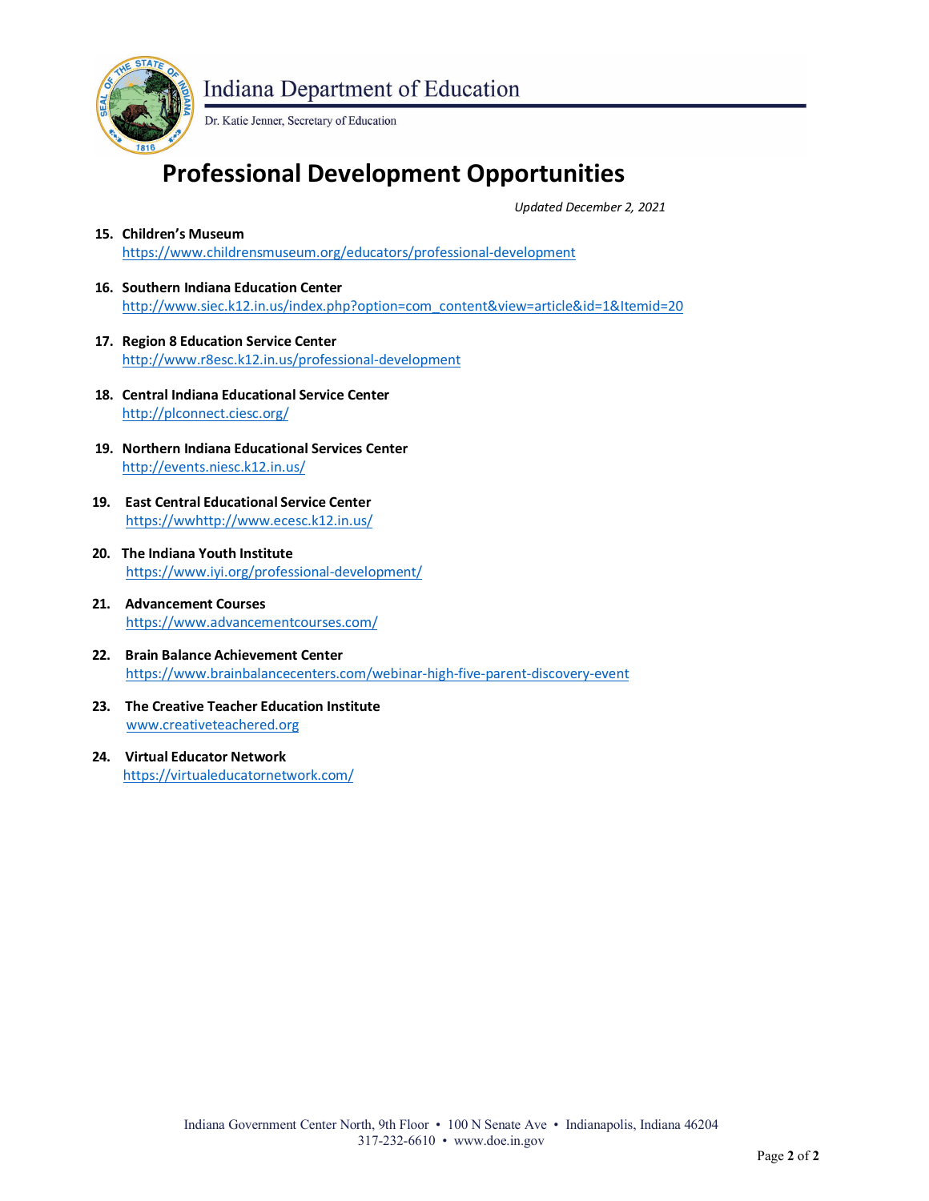# Professional Development Opportunities

*Updated December 2, 2021*

15. **Children's Museum**
    https://www.childrensmuseum.org/educators/professional-development

16. **Southern Indiana Education Center**
    http://www.siec.k12.in.us/index.php?option=com_content&view=article&id=1&Itemid=20

17. **Region 8 Education Service Center**
    http://www.r8esc.k12.in.us/professional-development

18. **Central Indiana Educational Service Center**
    http://plconnect.ciesc.org/

19. **Northern Indiana Educational Services Center**
    http://events.niesc.k12.in.us/

19. **East Central Educational Service Center**
    https://wwhttp://www.ecesc.k12.in.us/

20. **The Indiana Youth Institute**
    https://www.iyi.org/professional-development/

21. **Advancement Courses**
    https://www.advancementcourses.com/

22. **Brain Balance Achievement Center**
    https://www.brainbalancecenters.com/webinar-high-five-parent-discovery-event

23. **The Creative Teacher Education Institute**
    www.creativeteachered.org

24. **Virtual Educator Network**
    https://virtualeducatornetwork.com/